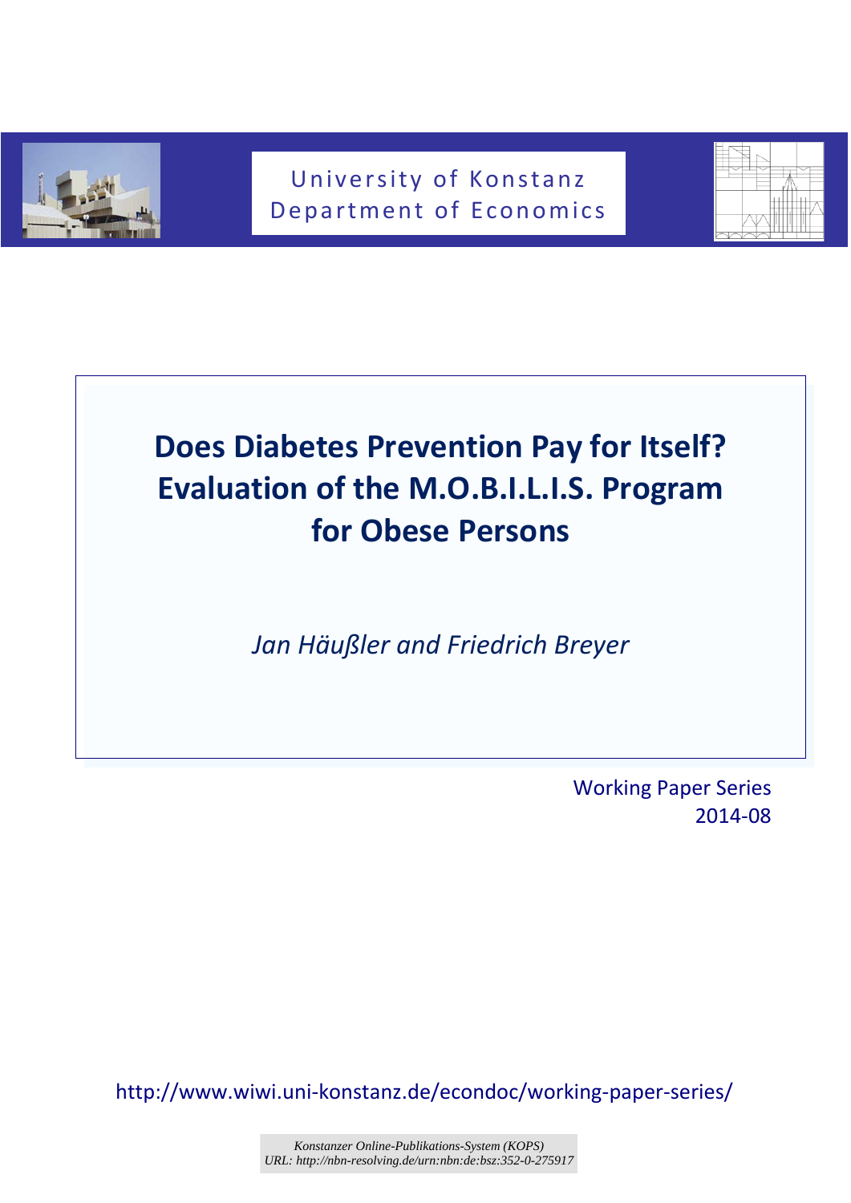University of Konstanz
Department of Economics

# Does Diabetes Prevention Pay for Itself? Evaluation of the M.O.B.I.L.I.S. Program for Obese Persons

*Jan Häußler and Friedrich Breyer*

Working Paper Series
2014-08

http://www.wiwi.uni-konstanz.de/econdoc/working-paper-series/

*Konstanzer Online-Publikations-System (KOPS)*
*URL: http://nbn-resolving.de/urn:nbn:de:bsz:352-0-275917*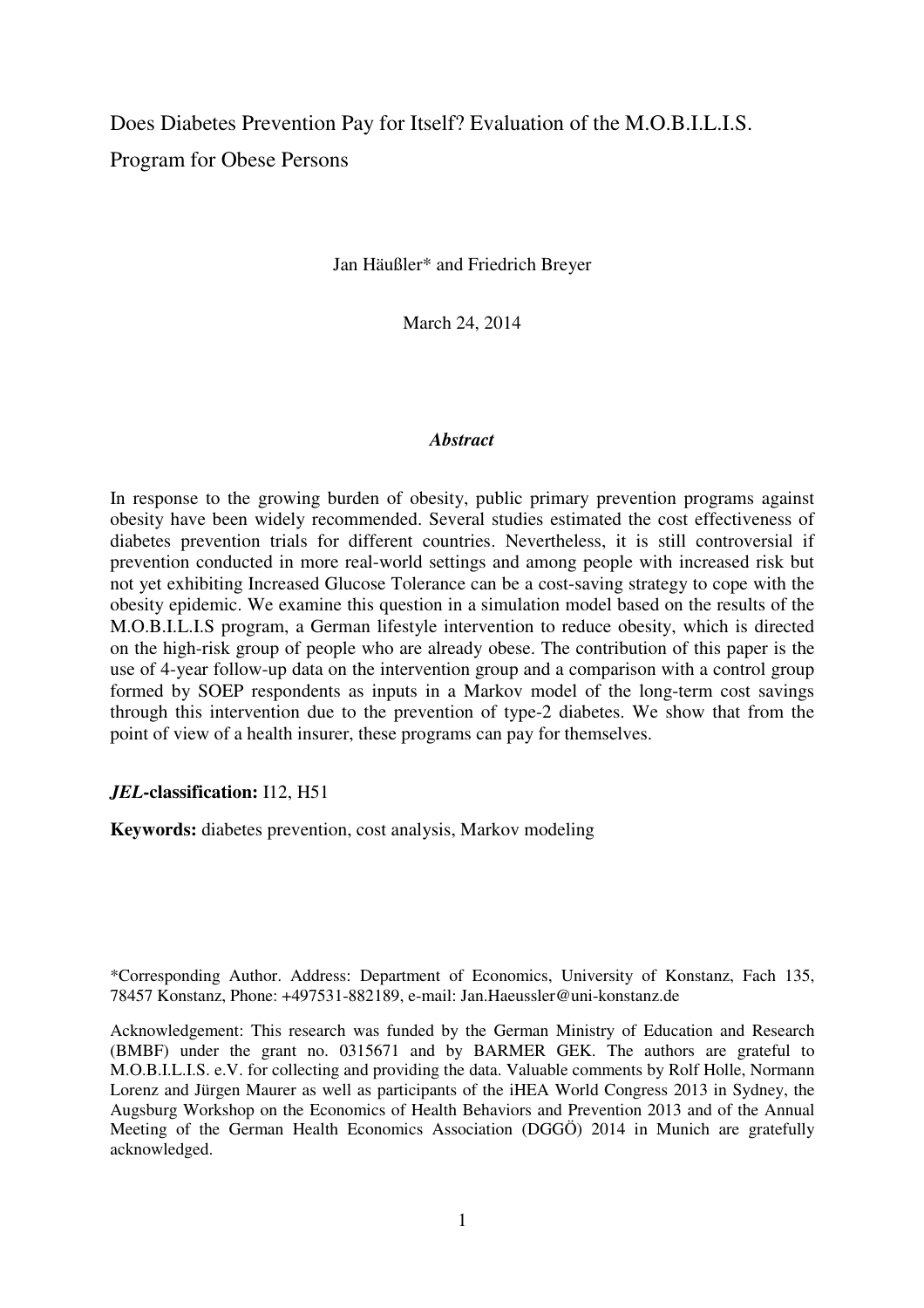# Does Diabetes Prevention Pay for Itself? Evaluation of the M.O.B.I.L.I.S. Program for Obese Persons

Jan Häußler* and Friedrich Breyer

March 24, 2014

### *Abstract*

In response to the growing burden of obesity, public primary prevention programs against obesity have been widely recommended. Several studies estimated the cost effectiveness of diabetes prevention trials for different countries. Nevertheless, it is still controversial if prevention conducted in more real-world settings and among people with increased risk but not yet exhibiting Increased Glucose Tolerance can be a cost-saving strategy to cope with the obesity epidemic. We examine this question in a simulation model based on the results of the M.O.B.I.L.I.S program, a German lifestyle intervention to reduce obesity, which is directed on the high-risk group of people who are already obese. The contribution of this paper is the use of 4-year follow-up data on the intervention group and a comparison with a control group formed by SOEP respondents as inputs in a Markov model of the long-term cost savings through this intervention due to the prevention of type-2 diabetes. We show that from the point of view of a health insurer, these programs can pay for themselves.

***JEL*-classification:** I12, H51

**Keywords:** diabetes prevention, cost analysis, Markov modeling

*Corresponding Author. Address: Department of Economics, University of Konstanz, Fach 135, 78457 Konstanz, Phone: +497531-882189, e-mail: Jan.Haeussler@uni-konstanz.de

Acknowledgement: This research was funded by the German Ministry of Education and Research (BMBF) under the grant no. 0315671 and by BARMER GEK. The authors are grateful to M.O.B.I.L.I.S. e.V. for collecting and providing the data. Valuable comments by Rolf Holle, Normann Lorenz and Jürgen Maurer as well as participants of the iHEA World Congress 2013 in Sydney, the Augsburg Workshop on the Economics of Health Behaviors and Prevention 2013 and of the Annual Meeting of the German Health Economics Association (DGGÖ) 2014 in Munich are gratefully acknowledged.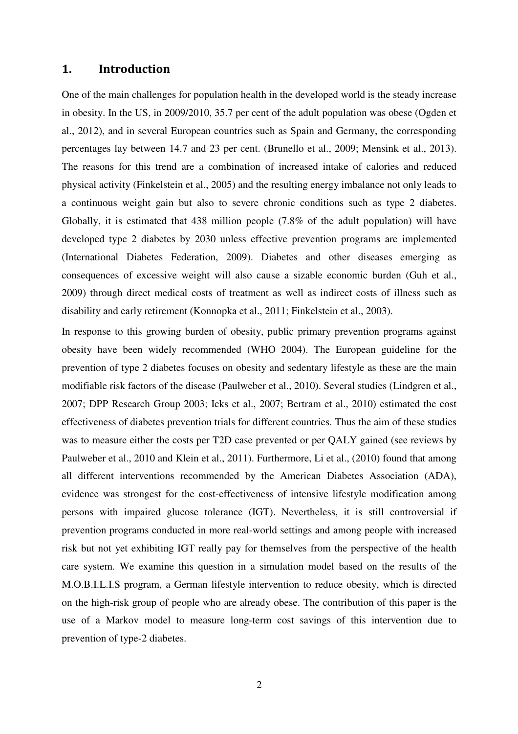# 1. Introduction

One of the main challenges for population health in the developed world is the steady increase in obesity. In the US, in 2009/2010, 35.7 per cent of the adult population was obese (Ogden et al., 2012), and in several European countries such as Spain and Germany, the corresponding percentages lay between 14.7 and 23 per cent. (Brunello et al., 2009; Mensink et al., 2013). The reasons for this trend are a combination of increased intake of calories and reduced physical activity (Finkelstein et al., 2005) and the resulting energy imbalance not only leads to a continuous weight gain but also to severe chronic conditions such as type 2 diabetes. Globally, it is estimated that 438 million people (7.8% of the adult population) will have developed type 2 diabetes by 2030 unless effective prevention programs are implemented (International Diabetes Federation, 2009). Diabetes and other diseases emerging as consequences of excessive weight will also cause a sizable economic burden (Guh et al., 2009) through direct medical costs of treatment as well as indirect costs of illness such as disability and early retirement (Konnopka et al., 2011; Finkelstein et al., 2003).

In response to this growing burden of obesity, public primary prevention programs against obesity have been widely recommended (WHO 2004). The European guideline for the prevention of type 2 diabetes focuses on obesity and sedentary lifestyle as these are the main modifiable risk factors of the disease (Paulweber et al., 2010). Several studies (Lindgren et al., 2007; DPP Research Group 2003; Icks et al., 2007; Bertram et al., 2010) estimated the cost effectiveness of diabetes prevention trials for different countries. Thus the aim of these studies was to measure either the costs per T2D case prevented or per QALY gained (see reviews by Paulweber et al., 2010 and Klein et al., 2011). Furthermore, Li et al., (2010) found that among all different interventions recommended by the American Diabetes Association (ADA), evidence was strongest for the cost-effectiveness of intensive lifestyle modification among persons with impaired glucose tolerance (IGT). Nevertheless, it is still controversial if prevention programs conducted in more real-world settings and among people with increased risk but not yet exhibiting IGT really pay for themselves from the perspective of the health care system. We examine this question in a simulation model based on the results of the M.O.B.I.L.I.S program, a German lifestyle intervention to reduce obesity, which is directed on the high-risk group of people who are already obese. The contribution of this paper is the use of a Markov model to measure long-term cost savings of this intervention due to prevention of type-2 diabetes.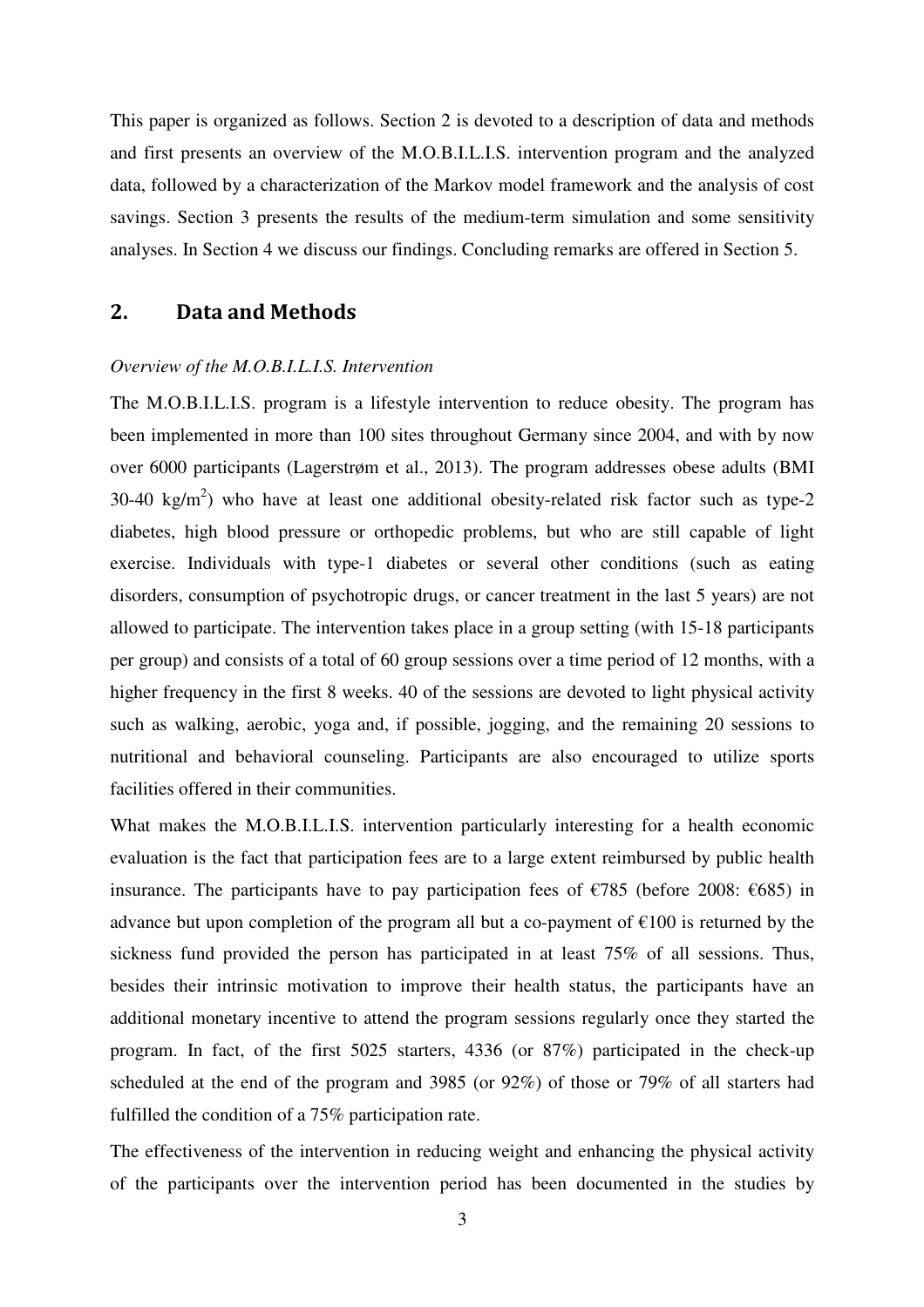This paper is organized as follows. Section 2 is devoted to a description of data and methods and first presents an overview of the M.O.B.I.L.I.S. intervention program and the analyzed data, followed by a characterization of the Markov model framework and the analysis of cost savings. Section 3 presents the results of the medium-term simulation and some sensitivity analyses. In Section 4 we discuss our findings. Concluding remarks are offered in Section 5.

## 2. Data and Methods

*Overview of the M.O.B.I.L.I.S. Intervention*

The M.O.B.I.L.I.S. program is a lifestyle intervention to reduce obesity. The program has been implemented in more than 100 sites throughout Germany since 2004, and with by now over 6000 participants (Lagerstrøm et al., 2013). The program addresses obese adults (BMI 30-40 kg/m$^2$) who have at least one additional obesity-related risk factor such as type-2 diabetes, high blood pressure or orthopedic problems, but who are still capable of light exercise. Individuals with type-1 diabetes or several other conditions (such as eating disorders, consumption of psychotropic drugs, or cancer treatment in the last 5 years) are not allowed to participate. The intervention takes place in a group setting (with 15-18 participants per group) and consists of a total of 60 group sessions over a time period of 12 months, with a higher frequency in the first 8 weeks. 40 of the sessions are devoted to light physical activity such as walking, aerobic, yoga and, if possible, jogging, and the remaining 20 sessions to nutritional and behavioral counseling. Participants are also encouraged to utilize sports facilities offered in their communities.

What makes the M.O.B.I.L.I.S. intervention particularly interesting for a health economic evaluation is the fact that participation fees are to a large extent reimbursed by public health insurance. The participants have to pay participation fees of €785 (before 2008: €685) in advance but upon completion of the program all but a co-payment of €100 is returned by the sickness fund provided the person has participated in at least 75% of all sessions. Thus, besides their intrinsic motivation to improve their health status, the participants have an additional monetary incentive to attend the program sessions regularly once they started the program. In fact, of the first 5025 starters, 4336 (or 87%) participated in the check-up scheduled at the end of the program and 3985 (or 92%) of those or 79% of all starters had fulfilled the condition of a 75% participation rate.

The effectiveness of the intervention in reducing weight and enhancing the physical activity of the participants over the intervention period has been documented in the studies by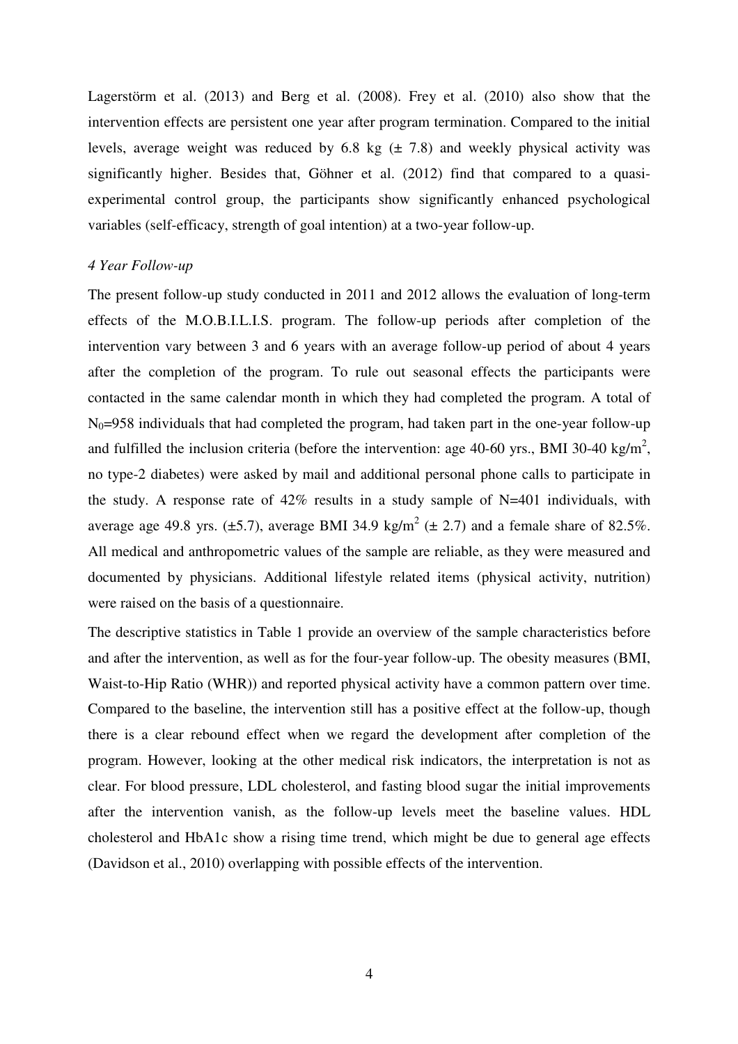Lagerstörm et al. (2013) and Berg et al. (2008). Frey et al. (2010) also show that the intervention effects are persistent one year after program termination. Compared to the initial levels, average weight was reduced by 6.8 kg (± 7.8) and weekly physical activity was significantly higher. Besides that, Göhner et al. (2012) find that compared to a quasi-experimental control group, the participants show significantly enhanced psychological variables (self-efficacy, strength of goal intention) at a two-year follow-up.

*4 Year Follow-up*

The present follow-up study conducted in 2011 and 2012 allows the evaluation of long-term effects of the M.O.B.I.L.I.S. program. The follow-up periods after completion of the intervention vary between 3 and 6 years with an average follow-up period of about 4 years after the completion of the program. To rule out seasonal effects the participants were contacted in the same calendar month in which they had completed the program. A total of $N_0$=958 individuals that had completed the program, had taken part in the one-year follow-up and fulfilled the inclusion criteria (before the intervention: age 40-60 yrs., BMI 30-40 kg/m$^2$, no type-2 diabetes) were asked by mail and additional personal phone calls to participate in the study. A response rate of 42% results in a study sample of N=401 individuals, with average age 49.8 yrs. (±5.7), average BMI 34.9 kg/m$^2$ (± 2.7) and a female share of 82.5%. All medical and anthropometric values of the sample are reliable, as they were measured and documented by physicians. Additional lifestyle related items (physical activity, nutrition) were raised on the basis of a questionnaire.

The descriptive statistics in Table 1 provide an overview of the sample characteristics before and after the intervention, as well as for the four-year follow-up. The obesity measures (BMI, Waist-to-Hip Ratio (WHR)) and reported physical activity have a common pattern over time. Compared to the baseline, the intervention still has a positive effect at the follow-up, though there is a clear rebound effect when we regard the development after completion of the program. However, looking at the other medical risk indicators, the interpretation is not as clear. For blood pressure, LDL cholesterol, and fasting blood sugar the initial improvements after the intervention vanish, as the follow-up levels meet the baseline values. HDL cholesterol and HbA1c show a rising time trend, which might be due to general age effects (Davidson et al., 2010) overlapping with possible effects of the intervention.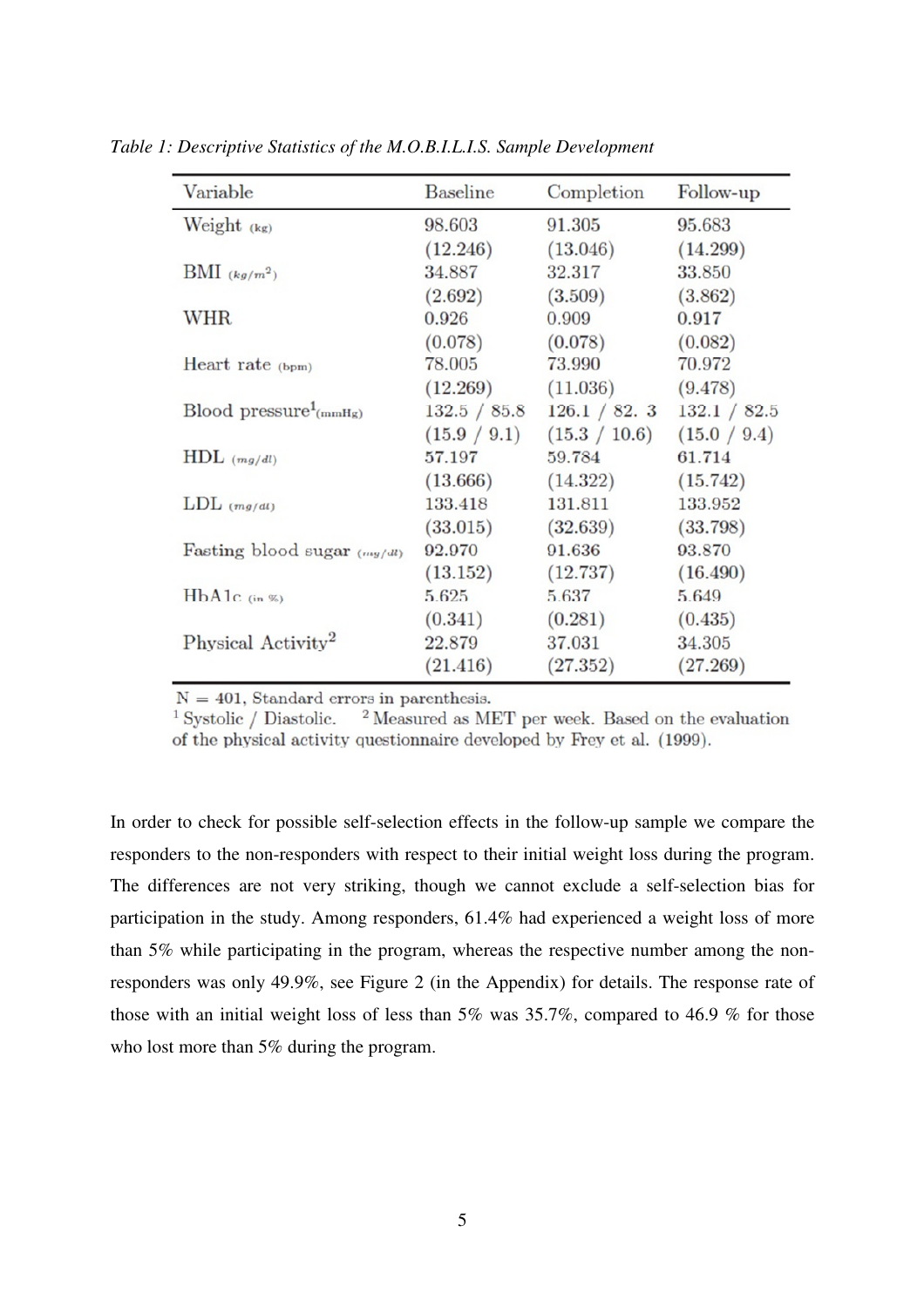*Table 1: Descriptive Statistics of the M.O.B.I.L.I.S. Sample Development*

| Variable | Baseline | Completion | Follow-up |
|---|---|---|---|
| Weight (kg) | 98.603 | 91.305 | 95.683 |
| | (12.246) | (13.046) | (14.299) |
| BMI ($kg/m^2$) | 34.887 | 32.317 | 33.850 |
| | (2.692) | (3.509) | (3.862) |
| WHR | 0.926 | 0.909 | 0.917 |
| | (0.078) | (0.078) | (0.082) |
| Heart rate (bpm) | 78.005 | 73.990 | 70.972 |
| | (12.269) | (11.036) | (9.478) |
| Blood pressure[1] (mmHg) | 132.5 / 85.8 | 126.1 / 82. 3 | 132.1 / 82.5 |
| | (15.9 / 9.1) | (15.3 / 10.6) | (15.0 / 9.4) |
| HDL (mg/dl) | 57.197 | 59.784 | 61.714 |
| | (13.666) | (14.322) | (15.742) |
| LDL (mg/dl) | 133.418 | 131.811 | 133.952 |
| | (33.015) | (32.639) | (33.798) |
| Fasting blood sugar (mg/dl) | 92.970 | 91.636 | 93.870 |
| | (13.152) | (12.737) | (16.490) |
| HbA1c (in %) | 5.625 | 5.637 | 5.649 |
| | (0.341) | (0.281) | (0.435) |
| Physical Activity[2] | 22.879 | 37.031 | 34.305 |
| | (21.416) | (27.352) | (27.269) |

N = 401, Standard errors in parenthesis.
[1] Systolic / Diastolic. [2] Measured as MET per week. Based on the evaluation of the physical activity questionnaire developed by Frey et al. (1999).

In order to check for possible self-selection effects in the follow-up sample we compare the responders to the non-responders with respect to their initial weight loss during the program. The differences are not very striking, though we cannot exclude a self-selection bias for participation in the study. Among responders, 61.4% had experienced a weight loss of more than 5% while participating in the program, whereas the respective number among the non-responders was only 49.9%, see Figure 2 (in the Appendix) for details. The response rate of those with an initial weight loss of less than 5% was 35.7%, compared to 46.9 % for those who lost more than 5% during the program.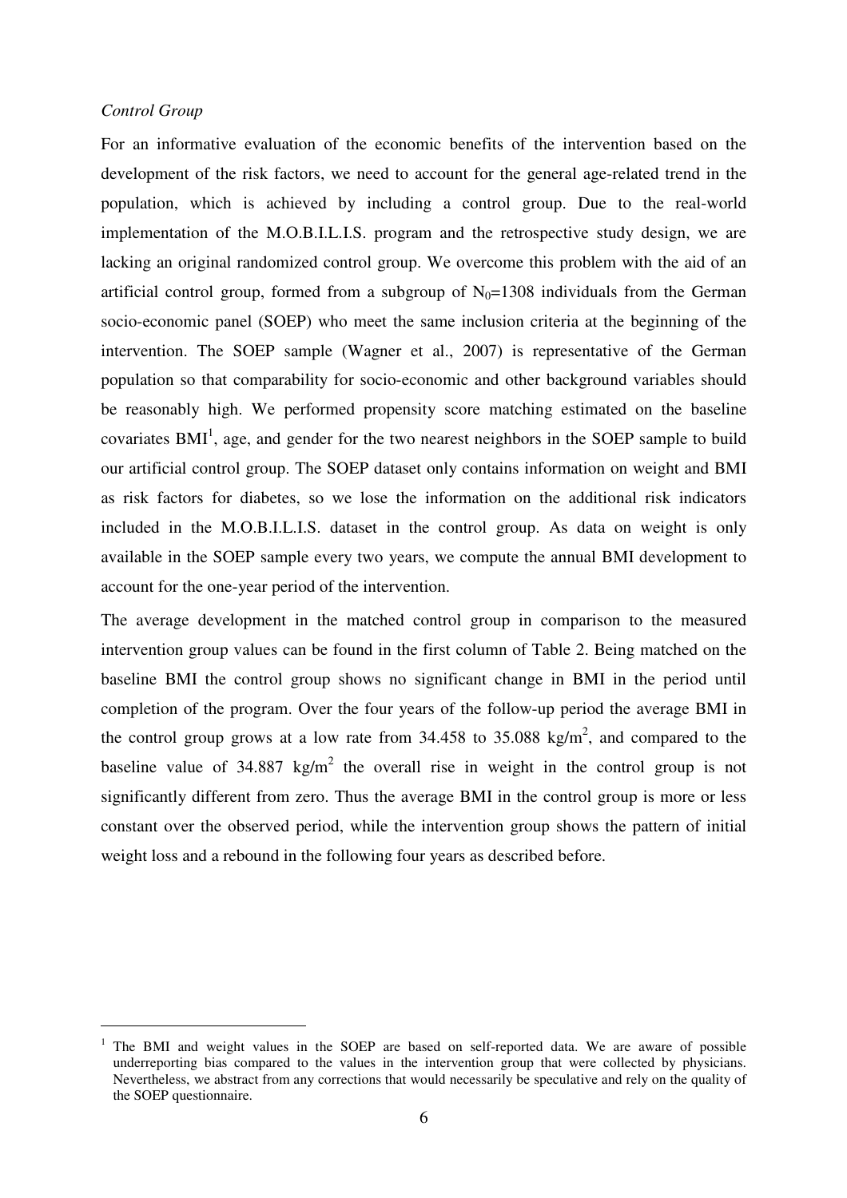*Control Group*

For an informative evaluation of the economic benefits of the intervention based on the development of the risk factors, we need to account for the general age-related trend in the population, which is achieved by including a control group. Due to the real-world implementation of the M.O.B.I.L.I.S. program and the retrospective study design, we are lacking an original randomized control group. We overcome this problem with the aid of an artificial control group, formed from a subgroup of $N_0$=1308 individuals from the German socio-economic panel (SOEP) who meet the same inclusion criteria at the beginning of the intervention. The SOEP sample (Wagner et al., 2007) is representative of the German population so that comparability for socio-economic and other background variables should be reasonably high. We performed propensity score matching estimated on the baseline covariates BMI[1], age, and gender for the two nearest neighbors in the SOEP sample to build our artificial control group. The SOEP dataset only contains information on weight and BMI as risk factors for diabetes, so we lose the information on the additional risk indicators included in the M.O.B.I.L.I.S. dataset in the control group. As data on weight is only available in the SOEP sample every two years, we compute the annual BMI development to account for the one-year period of the intervention.

The average development in the matched control group in comparison to the measured intervention group values can be found in the first column of Table 2. Being matched on the baseline BMI the control group shows no significant change in BMI in the period until completion of the program. Over the four years of the follow-up period the average BMI in the control group grows at a low rate from 34.458 to 35.088 kg/m$^2$, and compared to the baseline value of 34.887 kg/m$^2$ the overall rise in weight in the control group is not significantly different from zero. Thus the average BMI in the control group is more or less constant over the observed period, while the intervention group shows the pattern of initial weight loss and a rebound in the following four years as described before.

[1] The BMI and weight values in the SOEP are based on self-reported data. We are aware of possible underreporting bias compared to the values in the intervention group that were collected by physicians. Nevertheless, we abstract from any corrections that would necessarily be speculative and rely on the quality of the SOEP questionnaire.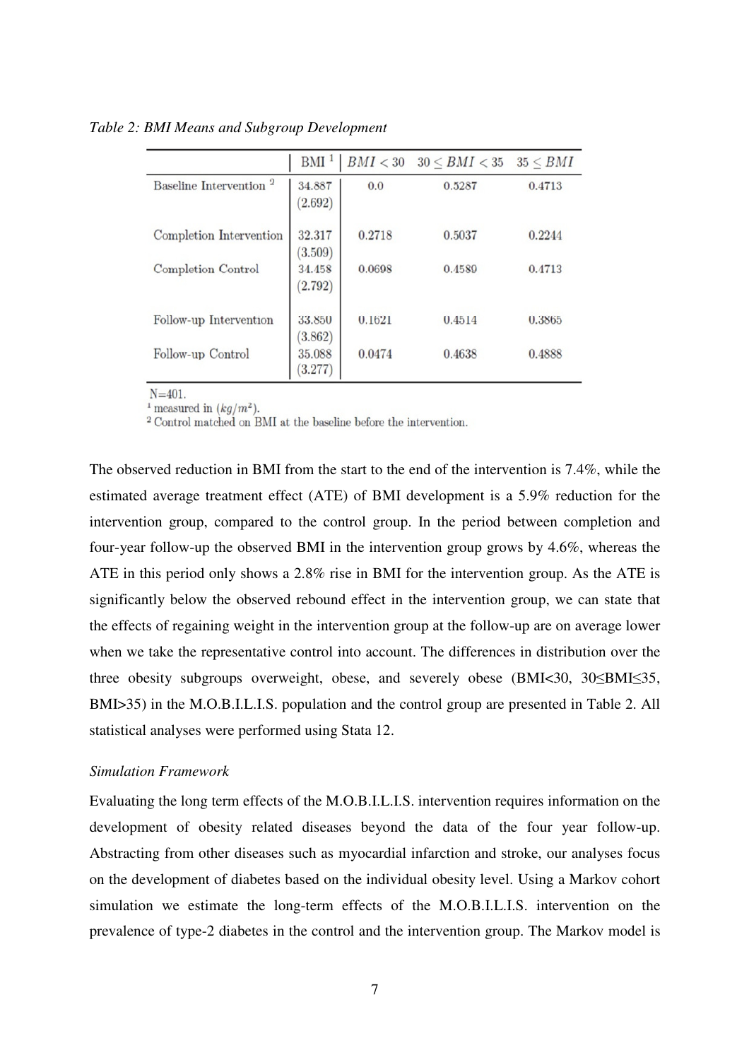*Table 2: BMI Means and Subgroup Development*

| | BMI [1] | $BMI < 30$ | $30 \leq BMI < 35$ | $35 \leq BMI$ |
|---|---|---|---|---|
| Baseline Intervention [2] | 34.887 (2.692) | 0.0 | 0.5287 | 0.4713 |
| Completion Intervention | 32.317 (3.509) | 0.2718 | 0.5037 | 0.2244 |
| Completion Control | 34.458 (2.792) | 0.0698 | 0.4589 | 0.4713 |
| Follow-up Intervention | 33.850 (3.862) | 0.1621 | 0.4514 | 0.3865 |
| Follow-up Control | 35.088 (3.277) | 0.0474 | 0.4638 | 0.4888 |

N=401.
[1] measured in ($kg/m^2$).
[2] Control matched on BMI at the baseline before the intervention.

The observed reduction in BMI from the start to the end of the intervention is 7.4%, while the estimated average treatment effect (ATE) of BMI development is a 5.9% reduction for the intervention group, compared to the control group. In the period between completion and four-year follow-up the observed BMI in the intervention group grows by 4.6%, whereas the ATE in this period only shows a 2.8% rise in BMI for the intervention group. As the ATE is significantly below the observed rebound effect in the intervention group, we can state that the effects of regaining weight in the intervention group at the follow-up are on average lower when we take the representative control into account. The differences in distribution over the three obesity subgroups overweight, obese, and severely obese (BMI<30, 30≤BMI≤35, BMI>35) in the M.O.B.I.L.I.S. population and the control group are presented in Table 2. All statistical analyses were performed using Stata 12.

*Simulation Framework*

Evaluating the long term effects of the M.O.B.I.L.I.S. intervention requires information on the development of obesity related diseases beyond the data of the four year follow-up. Abstracting from other diseases such as myocardial infarction and stroke, our analyses focus on the development of diabetes based on the individual obesity level. Using a Markov cohort simulation we estimate the long-term effects of the M.O.B.I.L.I.S. intervention on the prevalence of type-2 diabetes in the control and the intervention group. The Markov model is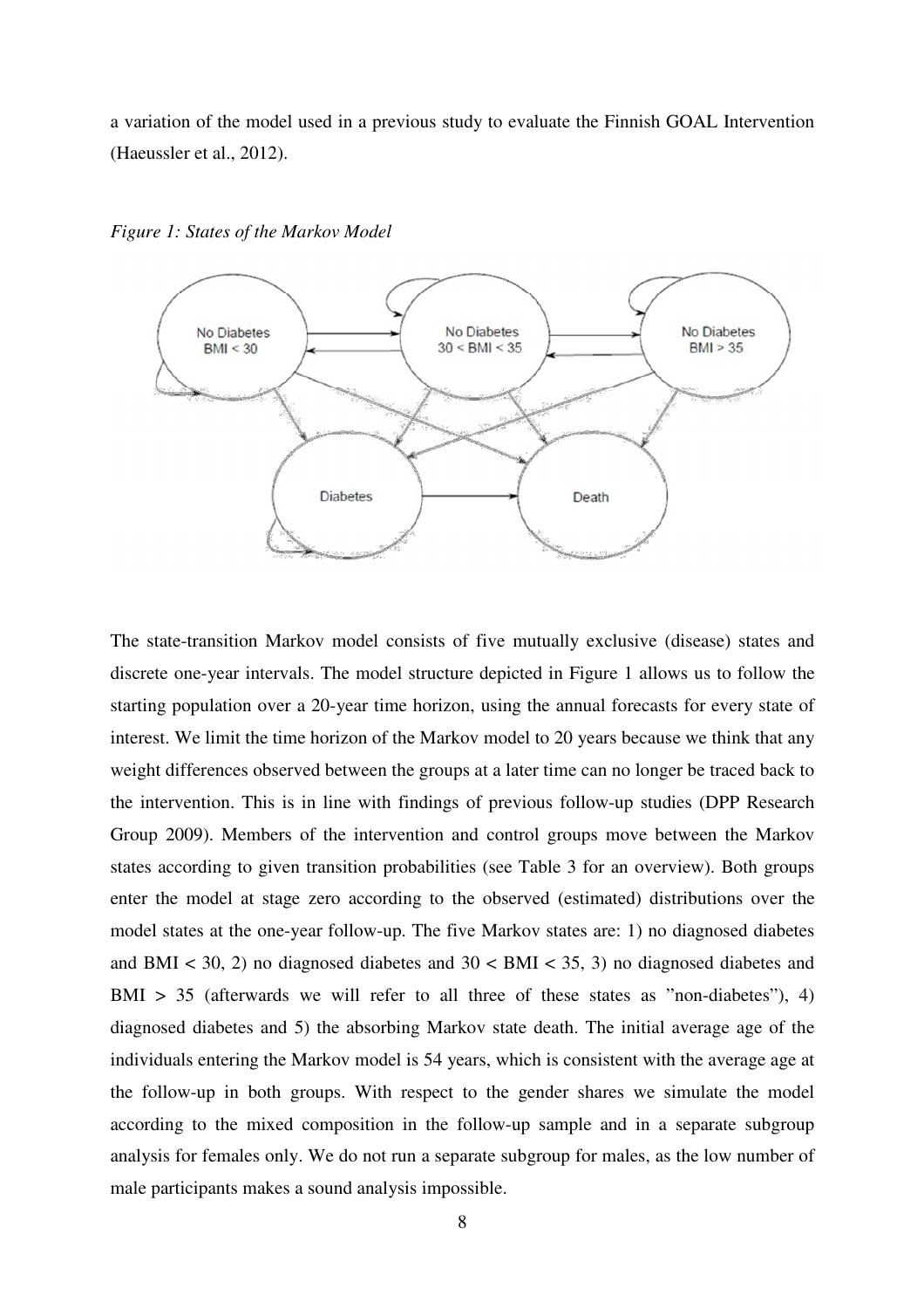a variation of the model used in a previous study to evaluate the Finnish GOAL Intervention (Haeussler et al., 2012).

*Figure 1: States of the Markov Model*

The state-transition Markov model consists of five mutually exclusive (disease) states and discrete one-year intervals. The model structure depicted in Figure 1 allows us to follow the starting population over a 20-year time horizon, using the annual forecasts for every state of interest. We limit the time horizon of the Markov model to 20 years because we think that any weight differences observed between the groups at a later time can no longer be traced back to the intervention. This is in line with findings of previous follow-up studies (DPP Research Group 2009). Members of the intervention and control groups move between the Markov states according to given transition probabilities (see Table 3 for an overview). Both groups enter the model at stage zero according to the observed (estimated) distributions over the model states at the one-year follow-up. The five Markov states are: 1) no diagnosed diabetes and BMI < 30, 2) no diagnosed diabetes and 30 < BMI < 35, 3) no diagnosed diabetes and BMI > 35 (afterwards we will refer to all three of these states as "non-diabetes"), 4) diagnosed diabetes and 5) the absorbing Markov state death. The initial average age of the individuals entering the Markov model is 54 years, which is consistent with the average age at the follow-up in both groups. With respect to the gender shares we simulate the model according to the mixed composition in the follow-up sample and in a separate subgroup analysis for females only. We do not run a separate subgroup for males, as the low number of male participants makes a sound analysis impossible.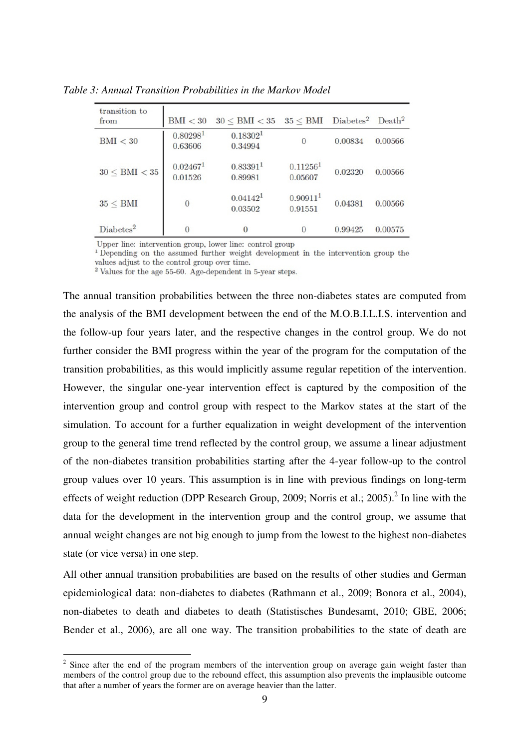*Table 3: Annual Transition Probabilities in the Markov Model*

| transition to / from | BMI < 30 | 30 ≤ BMI < 35 | 35 ≤ BMI | Diabetes[2] | Death[2] |
|---|---|---|---|---|---|
| BMI < 30 | 0.80298[1] 0.63606 | 0.18302[1] 0.34994 | 0 | 0.00834 | 0.00566 |
| 30 ≤ BMI < 35 | 0.02467[1] 0.01526 | 0.83391[1] 0.89981 | 0.11256[1] 0.05607 | 0.02320 | 0.00566 |
| 35 ≤ BMI | 0 | 0.04142[1] 0.03502 | 0.90911[1] 0.91551 | 0.04381 | 0.00566 |
| Diabetes[2] | 0 | 0 | 0 | 0.99425 | 0.00575 |

Upper line: intervention group, lower line: control group

[1] Depending on the assumed further weight development in the intervention group the values adjust to the control group over time.

[2] Values for the age 55-60. Age-dependent in 5-year steps.

The annual transition probabilities between the three non-diabetes states are computed from the analysis of the BMI development between the end of the M.O.B.I.L.I.S. intervention and the follow-up four years later, and the respective changes in the control group. We do not further consider the BMI progress within the year of the program for the computation of the transition probabilities, as this would implicitly assume regular repetition of the intervention. However, the singular one-year intervention effect is captured by the composition of the intervention group and control group with respect to the Markov states at the start of the simulation. To account for a further equalization in weight development of the intervention group to the general time trend reflected by the control group, we assume a linear adjustment of the non-diabetes transition probabilities starting after the 4-year follow-up to the control group values over 10 years. This assumption is in line with previous findings on long-term effects of weight reduction (DPP Research Group, 2009; Norris et al.; 2005).[2] In line with the data for the development in the intervention group and the control group, we assume that annual weight changes are not big enough to jump from the lowest to the highest non-diabetes state (or vice versa) in one step.

All other annual transition probabilities are based on the results of other studies and German epidemiological data: non-diabetes to diabetes (Rathmann et al., 2009; Bonora et al., 2004), non-diabetes to death and diabetes to death (Statistisches Bundesamt, 2010; GBE, 2006; Bender et al., 2006), are all one way. The transition probabilities to the state of death are

[2] Since after the end of the program members of the intervention group on average gain weight faster than members of the control group due to the rebound effect, this assumption also prevents the implausible outcome that after a number of years the former are on average heavier than the latter.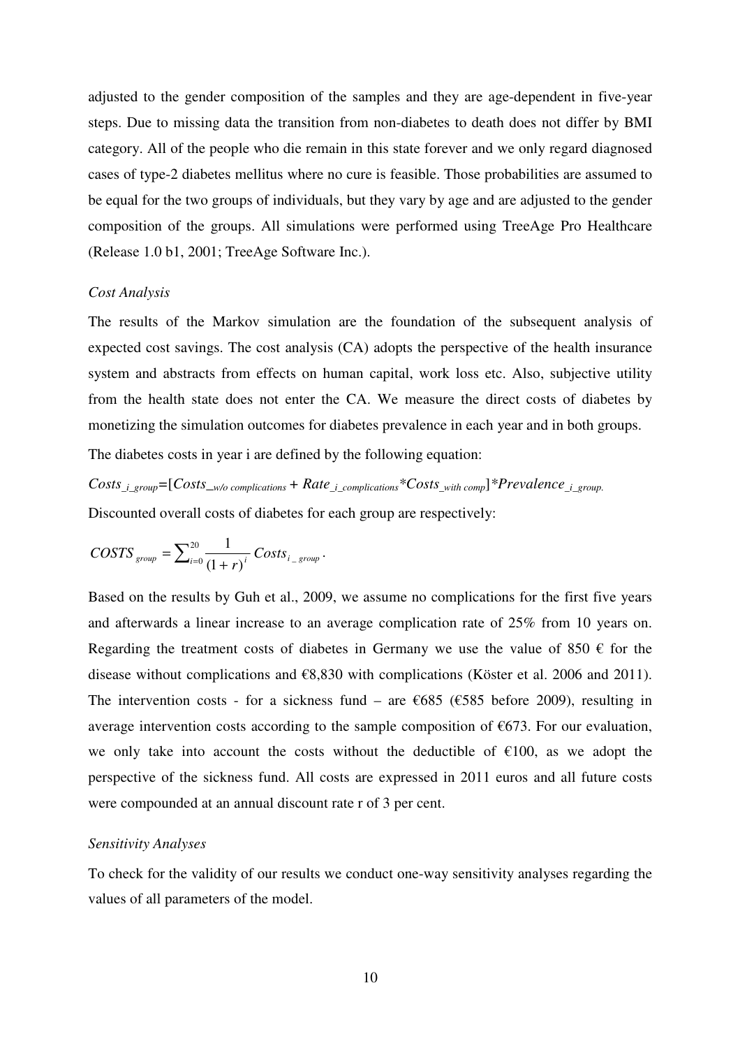adjusted to the gender composition of the samples and they are age-dependent in five-year steps. Due to missing data the transition from non-diabetes to death does not differ by BMI category. All of the people who die remain in this state forever and we only regard diagnosed cases of type-2 diabetes mellitus where no cure is feasible. Those probabilities are assumed to be equal for the two groups of individuals, but they vary by age and are adjusted to the gender composition of the groups. All simulations were performed using TreeAge Pro Healthcare (Release 1.0 b1, 2001; TreeAge Software Inc.).

*Cost Analysis*

The results of the Markov simulation are the foundation of the subsequent analysis of expected cost savings. The cost analysis (CA) adopts the perspective of the health insurance system and abstracts from effects on human capital, work loss etc. Also, subjective utility from the health state does not enter the CA. We measure the direct costs of diabetes by monetizing the simulation outcomes for diabetes prevalence in each year and in both groups.

The diabetes costs in year i are defined by the following equation:

$$Costs_{\_i\_group}=[Costs_{\_w/o\ complications} + Rate_{\_i\_complications}*Costs_{\_with\ comp}]*Prevalence_{\_i\_group.}$$

Discounted overall costs of diabetes for each group are respectively:

$$COSTS_{group} = \sum_{i=0}^{20} \frac{1}{(1+r)^i} Costs_{i\_group}.$$

Based on the results by Guh et al., 2009, we assume no complications for the first five years and afterwards a linear increase to an average complication rate of 25% from 10 years on. Regarding the treatment costs of diabetes in Germany we use the value of 850 € for the disease without complications and €8,830 with complications (Köster et al. 2006 and 2011). The intervention costs - for a sickness fund – are €685 (€585 before 2009), resulting in average intervention costs according to the sample composition of €673. For our evaluation, we only take into account the costs without the deductible of €100, as we adopt the perspective of the sickness fund. All costs are expressed in 2011 euros and all future costs were compounded at an annual discount rate r of 3 per cent.

*Sensitivity Analyses*

To check for the validity of our results we conduct one-way sensitivity analyses regarding the values of all parameters of the model.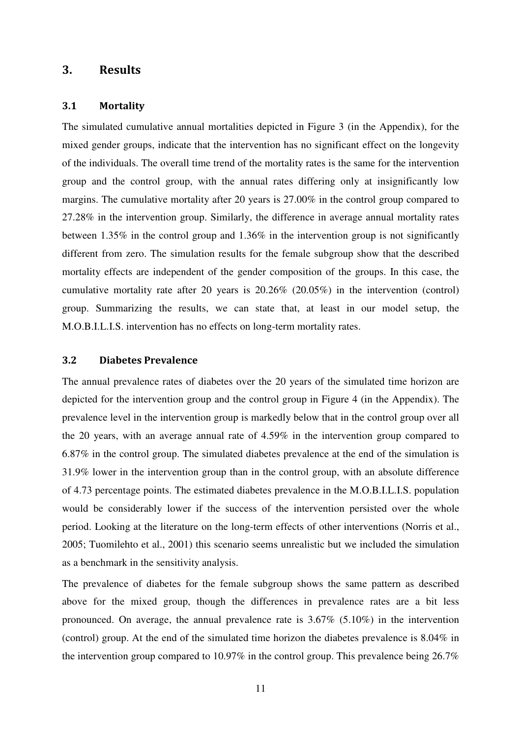## 3. Results

### 3.1 Mortality

The simulated cumulative annual mortalities depicted in Figure 3 (in the Appendix), for the mixed gender groups, indicate that the intervention has no significant effect on the longevity of the individuals. The overall time trend of the mortality rates is the same for the intervention group and the control group, with the annual rates differing only at insignificantly low margins. The cumulative mortality after 20 years is 27.00% in the control group compared to 27.28% in the intervention group. Similarly, the difference in average annual mortality rates between 1.35% in the control group and 1.36% in the intervention group is not significantly different from zero. The simulation results for the female subgroup show that the described mortality effects are independent of the gender composition of the groups. In this case, the cumulative mortality rate after 20 years is 20.26% (20.05%) in the intervention (control) group. Summarizing the results, we can state that, at least in our model setup, the M.O.B.I.L.I.S. intervention has no effects on long-term mortality rates.

### 3.2 Diabetes Prevalence

The annual prevalence rates of diabetes over the 20 years of the simulated time horizon are depicted for the intervention group and the control group in Figure 4 (in the Appendix). The prevalence level in the intervention group is markedly below that in the control group over all the 20 years, with an average annual rate of 4.59% in the intervention group compared to 6.87% in the control group. The simulated diabetes prevalence at the end of the simulation is 31.9% lower in the intervention group than in the control group, with an absolute difference of 4.73 percentage points. The estimated diabetes prevalence in the M.O.B.I.L.I.S. population would be considerably lower if the success of the intervention persisted over the whole period. Looking at the literature on the long-term effects of other interventions (Norris et al., 2005; Tuomilehto et al., 2001) this scenario seems unrealistic but we included the simulation as a benchmark in the sensitivity analysis.

The prevalence of diabetes for the female subgroup shows the same pattern as described above for the mixed group, though the differences in prevalence rates are a bit less pronounced. On average, the annual prevalence rate is 3.67% (5.10%) in the intervention (control) group. At the end of the simulated time horizon the diabetes prevalence is 8.04% in the intervention group compared to 10.97% in the control group. This prevalence being 26.7%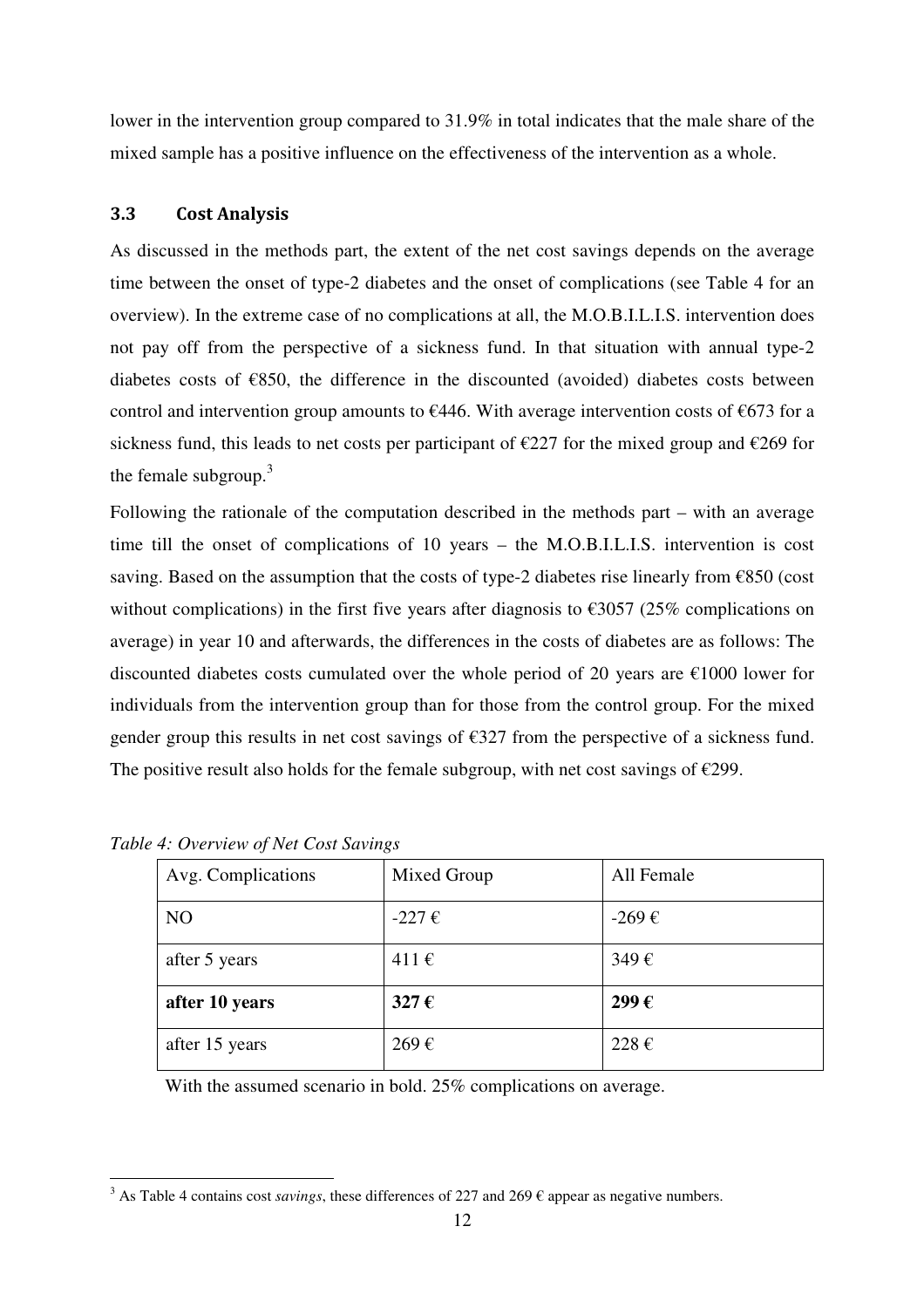lower in the intervention group compared to 31.9% in total indicates that the male share of the mixed sample has a positive influence on the effectiveness of the intervention as a whole.

### 3.3 Cost Analysis

As discussed in the methods part, the extent of the net cost savings depends on the average time between the onset of type-2 diabetes and the onset of complications (see Table 4 for an overview). In the extreme case of no complications at all, the M.O.B.I.L.I.S. intervention does not pay off from the perspective of a sickness fund. In that situation with annual type-2 diabetes costs of €850, the difference in the discounted (avoided) diabetes costs between control and intervention group amounts to €446. With average intervention costs of €673 for a sickness fund, this leads to net costs per participant of €227 for the mixed group and €269 for the female subgroup.[3]

Following the rationale of the computation described in the methods part – with an average time till the onset of complications of 10 years – the M.O.B.I.L.I.S. intervention is cost saving. Based on the assumption that the costs of type-2 diabetes rise linearly from €850 (cost without complications) in the first five years after diagnosis to €3057 (25% complications on average) in year 10 and afterwards, the differences in the costs of diabetes are as follows: The discounted diabetes costs cumulated over the whole period of 20 years are €1000 lower for individuals from the intervention group than for those from the control group. For the mixed gender group this results in net cost savings of €327 from the perspective of a sickness fund. The positive result also holds for the female subgroup, with net cost savings of €299.

*Table 4: Overview of Net Cost Savings*

| Avg. Complications | Mixed Group | All Female |
|---|---|---|
| NO | -227 € | -269 € |
| after 5 years | 411 € | 349 € |
| **after 10 years** | **327 €** | **299 €** |
| after 15 years | 269 € | 228 € |

With the assumed scenario in bold. 25% complications on average.

[3] As Table 4 contains cost *savings*, these differences of 227 and 269 € appear as negative numbers.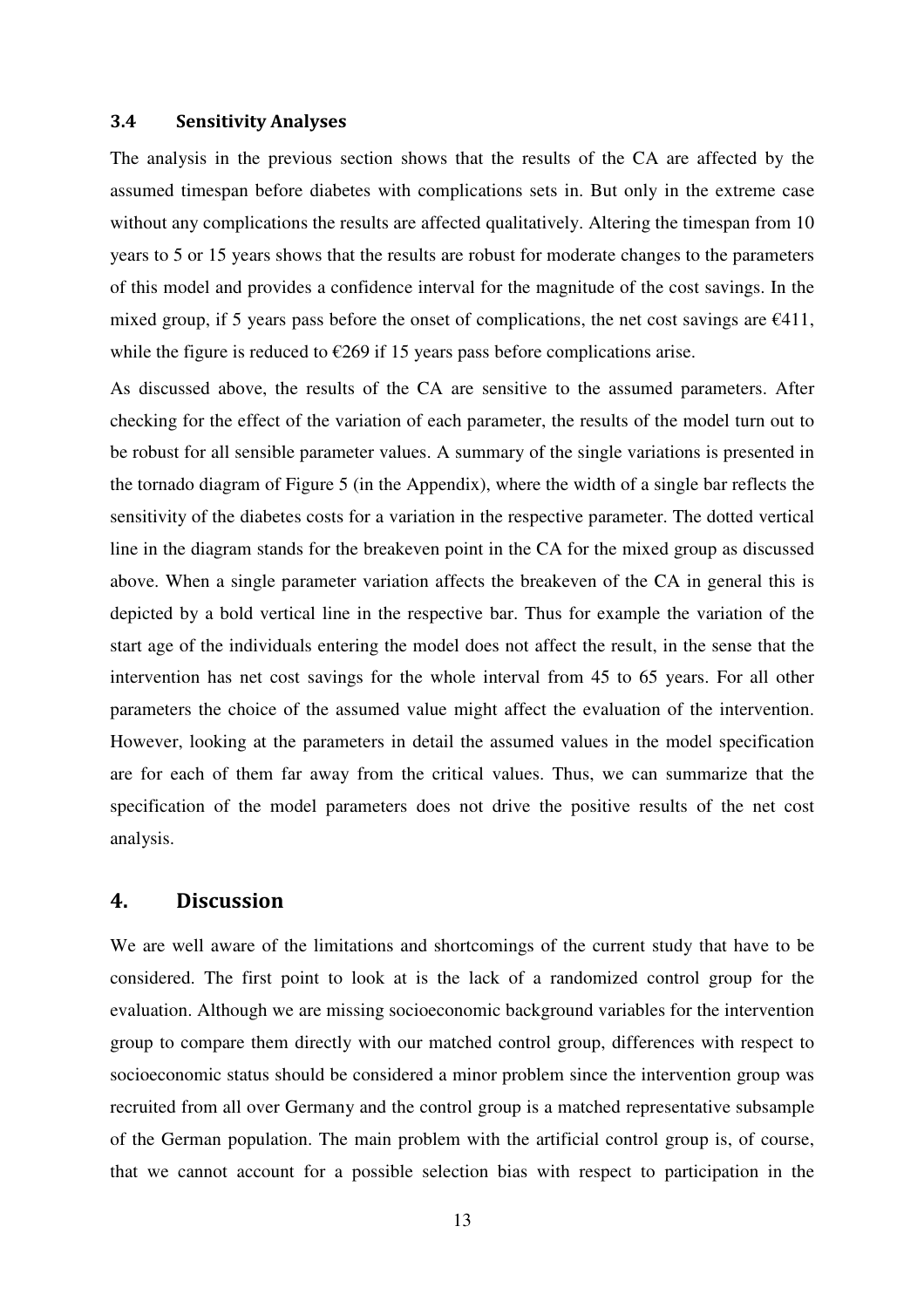### 3.4 Sensitivity Analyses

The analysis in the previous section shows that the results of the CA are affected by the assumed timespan before diabetes with complications sets in. But only in the extreme case without any complications the results are affected qualitatively. Altering the timespan from 10 years to 5 or 15 years shows that the results are robust for moderate changes to the parameters of this model and provides a confidence interval for the magnitude of the cost savings. In the mixed group, if 5 years pass before the onset of complications, the net cost savings are €411, while the figure is reduced to €269 if 15 years pass before complications arise.

As discussed above, the results of the CA are sensitive to the assumed parameters. After checking for the effect of the variation of each parameter, the results of the model turn out to be robust for all sensible parameter values. A summary of the single variations is presented in the tornado diagram of Figure 5 (in the Appendix), where the width of a single bar reflects the sensitivity of the diabetes costs for a variation in the respective parameter. The dotted vertical line in the diagram stands for the breakeven point in the CA for the mixed group as discussed above. When a single parameter variation affects the breakeven of the CA in general this is depicted by a bold vertical line in the respective bar. Thus for example the variation of the start age of the individuals entering the model does not affect the result, in the sense that the intervention has net cost savings for the whole interval from 45 to 65 years. For all other parameters the choice of the assumed value might affect the evaluation of the intervention. However, looking at the parameters in detail the assumed values in the model specification are for each of them far away from the critical values. Thus, we can summarize that the specification of the model parameters does not drive the positive results of the net cost analysis.

## 4. Discussion

We are well aware of the limitations and shortcomings of the current study that have to be considered. The first point to look at is the lack of a randomized control group for the evaluation. Although we are missing socioeconomic background variables for the intervention group to compare them directly with our matched control group, differences with respect to socioeconomic status should be considered a minor problem since the intervention group was recruited from all over Germany and the control group is a matched representative subsample of the German population. The main problem with the artificial control group is, of course, that we cannot account for a possible selection bias with respect to participation in the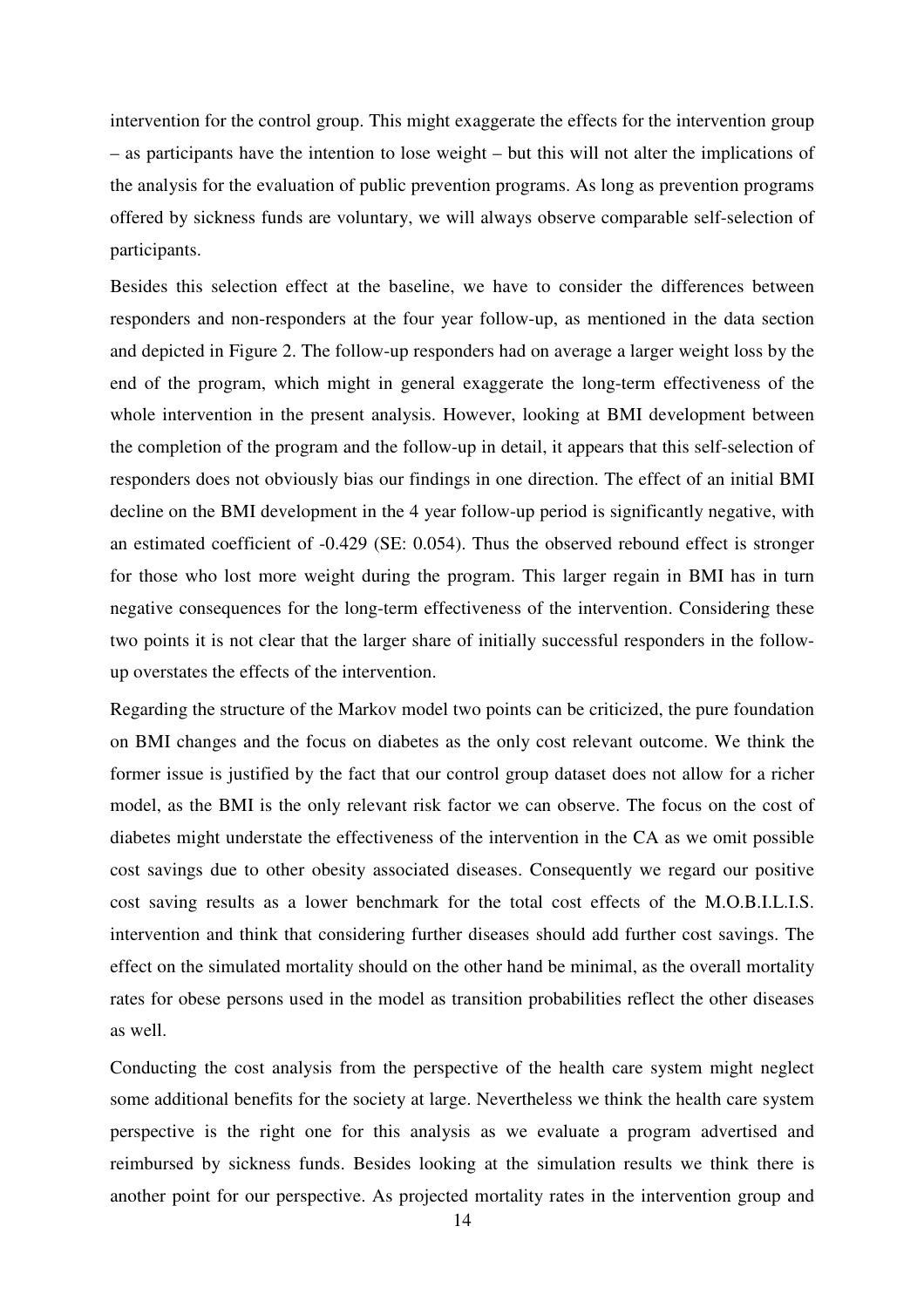intervention for the control group. This might exaggerate the effects for the intervention group – as participants have the intention to lose weight – but this will not alter the implications of the analysis for the evaluation of public prevention programs. As long as prevention programs offered by sickness funds are voluntary, we will always observe comparable self-selection of participants.

Besides this selection effect at the baseline, we have to consider the differences between responders and non-responders at the four year follow-up, as mentioned in the data section and depicted in Figure 2. The follow-up responders had on average a larger weight loss by the end of the program, which might in general exaggerate the long-term effectiveness of the whole intervention in the present analysis. However, looking at BMI development between the completion of the program and the follow-up in detail, it appears that this self-selection of responders does not obviously bias our findings in one direction. The effect of an initial BMI decline on the BMI development in the 4 year follow-up period is significantly negative, with an estimated coefficient of -0.429 (SE: 0.054). Thus the observed rebound effect is stronger for those who lost more weight during the program. This larger regain in BMI has in turn negative consequences for the long-term effectiveness of the intervention. Considering these two points it is not clear that the larger share of initially successful responders in the follow-up overstates the effects of the intervention.

Regarding the structure of the Markov model two points can be criticized, the pure foundation on BMI changes and the focus on diabetes as the only cost relevant outcome. We think the former issue is justified by the fact that our control group dataset does not allow for a richer model, as the BMI is the only relevant risk factor we can observe. The focus on the cost of diabetes might understate the effectiveness of the intervention in the CA as we omit possible cost savings due to other obesity associated diseases. Consequently we regard our positive cost saving results as a lower benchmark for the total cost effects of the M.O.B.I.L.I.S. intervention and think that considering further diseases should add further cost savings. The effect on the simulated mortality should on the other hand be minimal, as the overall mortality rates for obese persons used in the model as transition probabilities reflect the other diseases as well.

Conducting the cost analysis from the perspective of the health care system might neglect some additional benefits for the society at large. Nevertheless we think the health care system perspective is the right one for this analysis as we evaluate a program advertised and reimbursed by sickness funds. Besides looking at the simulation results we think there is another point for our perspective. As projected mortality rates in the intervention group and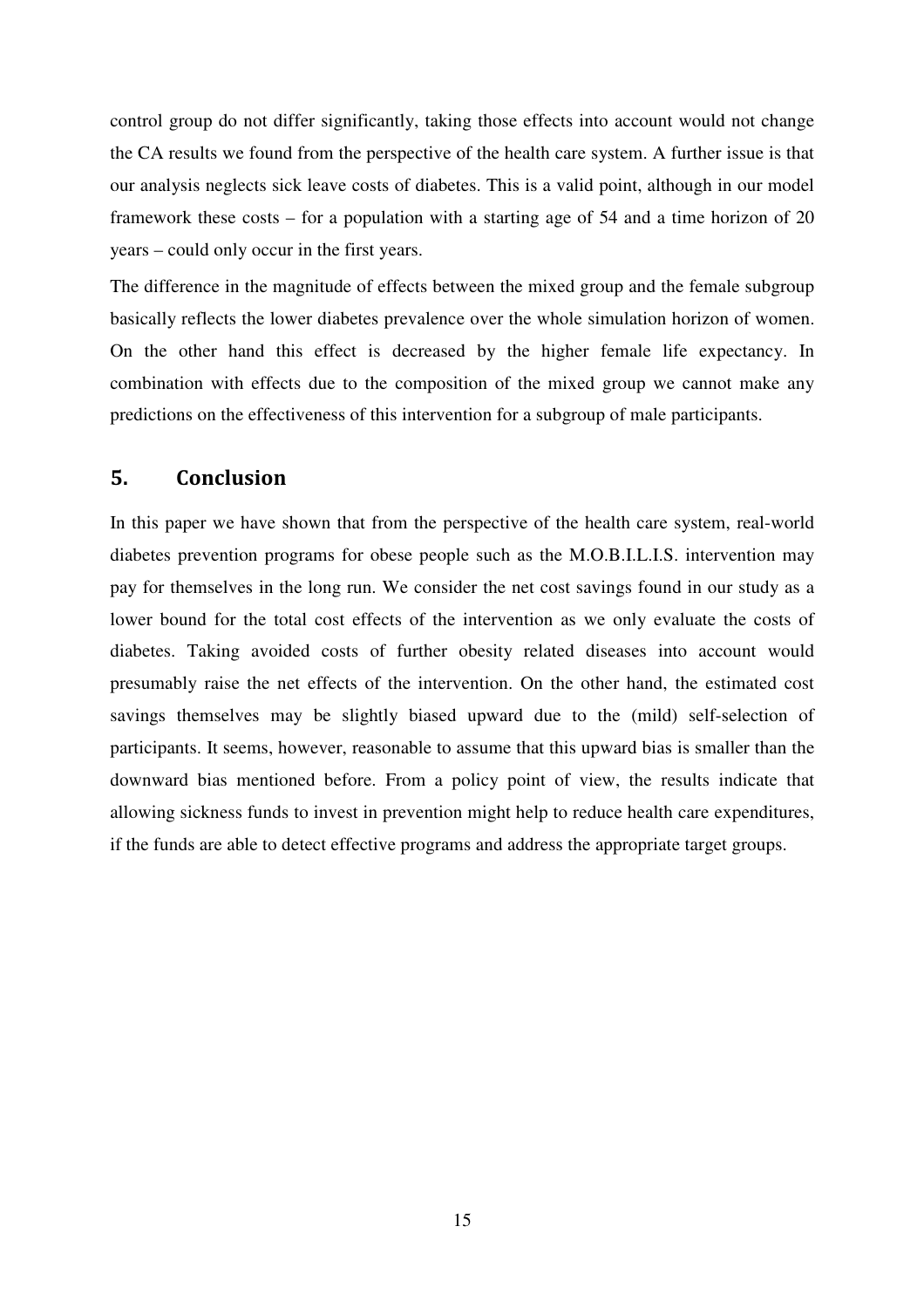control group do not differ significantly, taking those effects into account would not change the CA results we found from the perspective of the health care system. A further issue is that our analysis neglects sick leave costs of diabetes. This is a valid point, although in our model framework these costs – for a population with a starting age of 54 and a time horizon of 20 years – could only occur in the first years.

The difference in the magnitude of effects between the mixed group and the female subgroup basically reflects the lower diabetes prevalence over the whole simulation horizon of women. On the other hand this effect is decreased by the higher female life expectancy. In combination with effects due to the composition of the mixed group we cannot make any predictions on the effectiveness of this intervention for a subgroup of male participants.

## 5. Conclusion

In this paper we have shown that from the perspective of the health care system, real-world diabetes prevention programs for obese people such as the M.O.B.I.L.I.S. intervention may pay for themselves in the long run. We consider the net cost savings found in our study as a lower bound for the total cost effects of the intervention as we only evaluate the costs of diabetes. Taking avoided costs of further obesity related diseases into account would presumably raise the net effects of the intervention. On the other hand, the estimated cost savings themselves may be slightly biased upward due to the (mild) self-selection of participants. It seems, however, reasonable to assume that this upward bias is smaller than the downward bias mentioned before. From a policy point of view, the results indicate that allowing sickness funds to invest in prevention might help to reduce health care expenditures, if the funds are able to detect effective programs and address the appropriate target groups.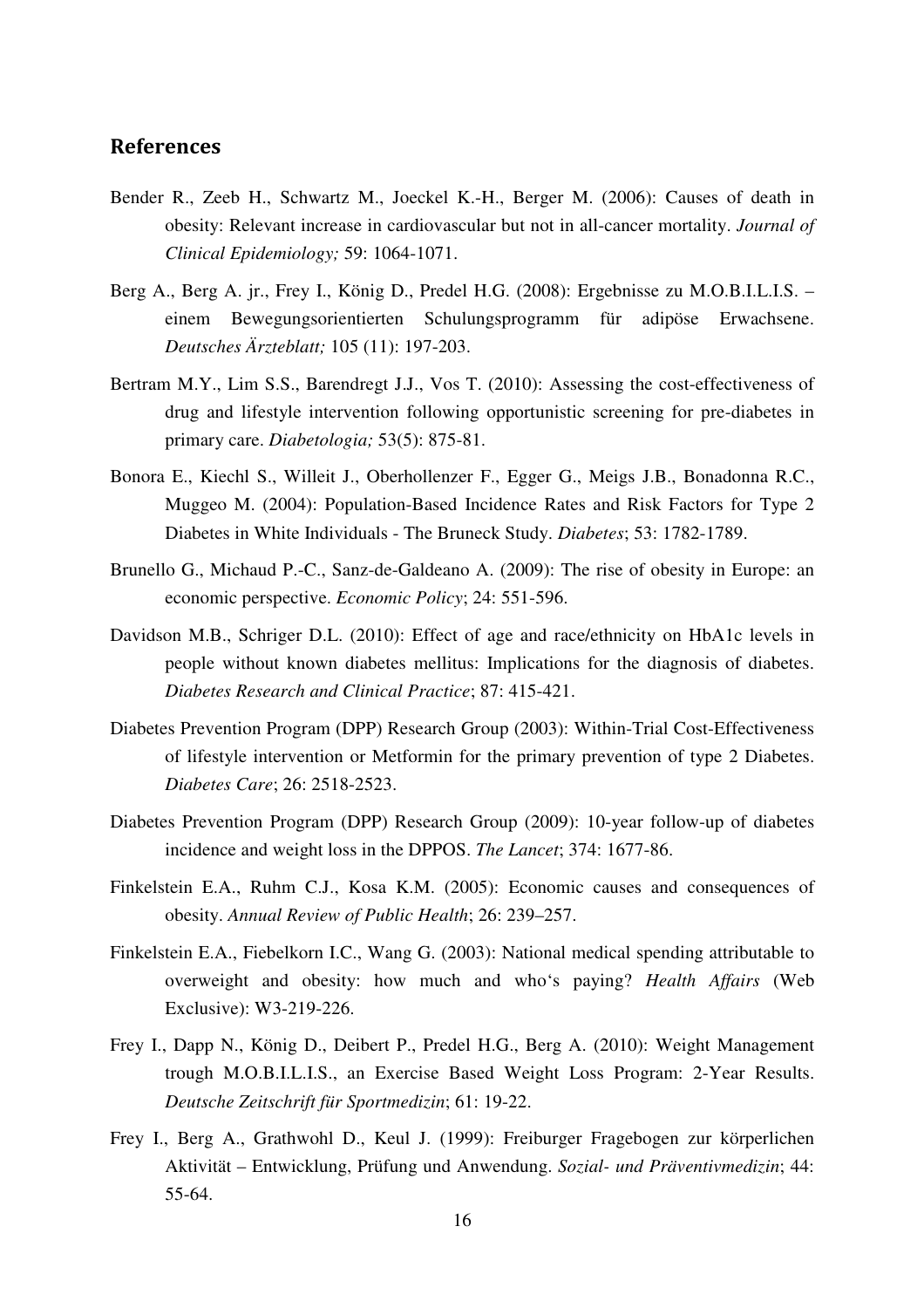## References

Bender R., Zeeb H., Schwartz M., Joeckel K.-H., Berger M. (2006): Causes of death in obesity: Relevant increase in cardiovascular but not in all-cancer mortality. *Journal of Clinical Epidemiology;* 59: 1064-1071.

Berg A., Berg A. jr., Frey I., König D., Predel H.G. (2008): Ergebnisse zu M.O.B.I.L.I.S. – einem Bewegungsorientierten Schulungsprogramm für adipöse Erwachsene. *Deutsches Ärzteblatt;* 105 (11): 197-203.

Bertram M.Y., Lim S.S., Barendregt J.J., Vos T. (2010): Assessing the cost-effectiveness of drug and lifestyle intervention following opportunistic screening for pre-diabetes in primary care. *Diabetologia;* 53(5): 875-81.

Bonora E., Kiechl S., Willeit J., Oberhollenzer F., Egger G., Meigs J.B., Bonadonna R.C., Muggeo M. (2004): Population-Based Incidence Rates and Risk Factors for Type 2 Diabetes in White Individuals - The Bruneck Study. *Diabetes*; 53: 1782-1789.

Brunello G., Michaud P.-C., Sanz-de-Galdeano A. (2009): The rise of obesity in Europe: an economic perspective. *Economic Policy*; 24: 551-596.

Davidson M.B., Schriger D.L. (2010): Effect of age and race/ethnicity on HbA1c levels in people without known diabetes mellitus: Implications for the diagnosis of diabetes. *Diabetes Research and Clinical Practice*; 87: 415-421.

Diabetes Prevention Program (DPP) Research Group (2003): Within-Trial Cost-Effectiveness of lifestyle intervention or Metformin for the primary prevention of type 2 Diabetes. *Diabetes Care*; 26: 2518-2523.

Diabetes Prevention Program (DPP) Research Group (2009): 10-year follow-up of diabetes incidence and weight loss in the DPPOS. *The Lancet*; 374: 1677-86.

Finkelstein E.A., Ruhm C.J., Kosa K.M. (2005): Economic causes and consequences of obesity. *Annual Review of Public Health*; 26: 239–257.

Finkelstein E.A., Fiebelkorn I.C., Wang G. (2003): National medical spending attributable to overweight and obesity: how much and who's paying? *Health Affairs* (Web Exclusive): W3-219-226.

Frey I., Dapp N., König D., Deibert P., Predel H.G., Berg A. (2010): Weight Management trough M.O.B.I.L.I.S., an Exercise Based Weight Loss Program: 2-Year Results. *Deutsche Zeitschrift für Sportmedizin*; 61: 19-22.

Frey I., Berg A., Grathwohl D., Keul J. (1999): Freiburger Fragebogen zur körperlichen Aktivität – Entwicklung, Prüfung und Anwendung. *Sozial- und Präventivmedizin*; 44: 55-64.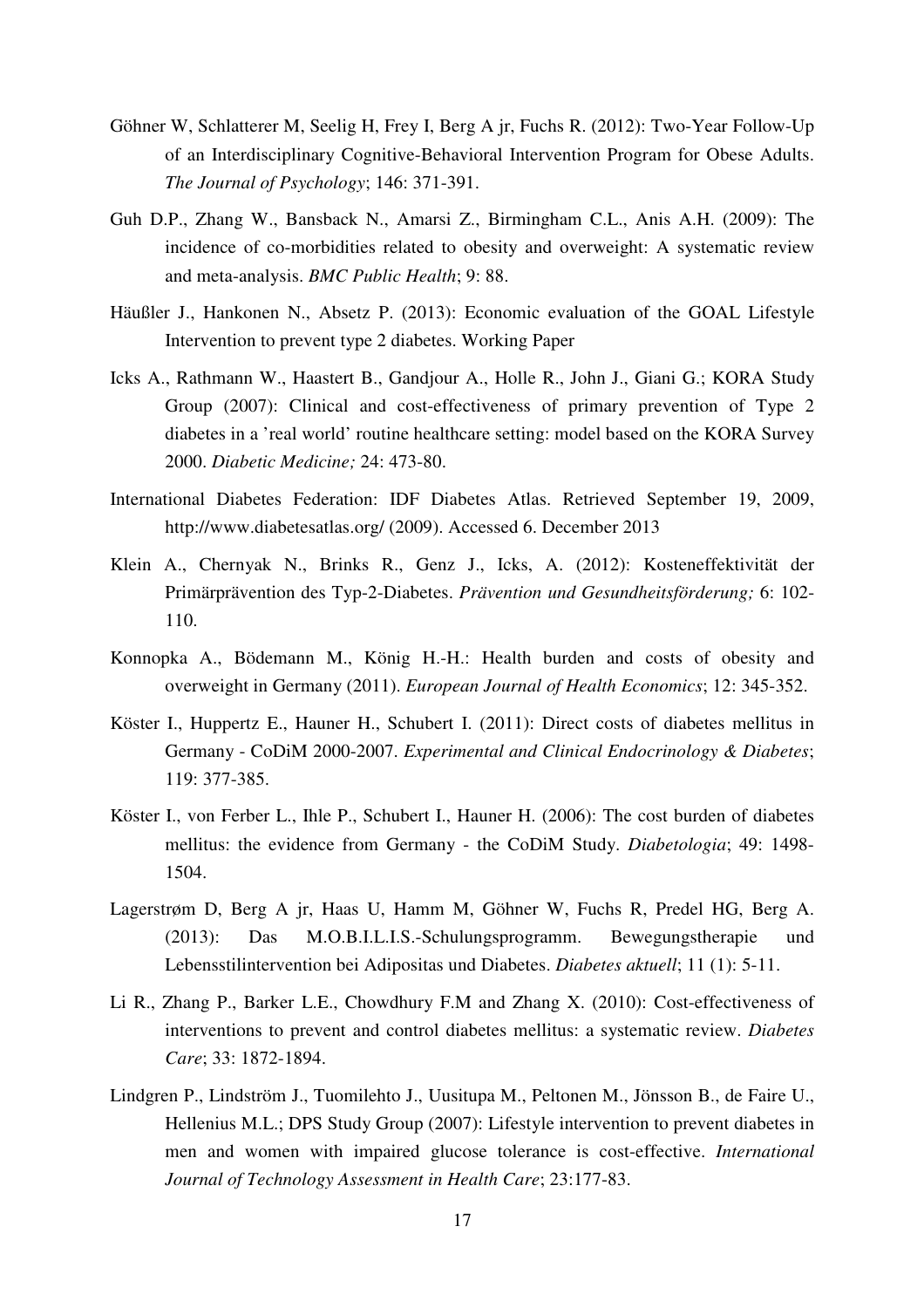Göhner W, Schlatterer M, Seelig H, Frey I, Berg A jr, Fuchs R. (2012): Two-Year Follow-Up of an Interdisciplinary Cognitive-Behavioral Intervention Program for Obese Adults. *The Journal of Psychology*; 146: 371-391.

Guh D.P., Zhang W., Bansback N., Amarsi Z., Birmingham C.L., Anis A.H. (2009): The incidence of co-morbidities related to obesity and overweight: A systematic review and meta-analysis. *BMC Public Health*; 9: 88.

Häußler J., Hankonen N., Absetz P. (2013): Economic evaluation of the GOAL Lifestyle Intervention to prevent type 2 diabetes. Working Paper

Icks A., Rathmann W., Haastert B., Gandjour A., Holle R., John J., Giani G.; KORA Study Group (2007): Clinical and cost-effectiveness of primary prevention of Type 2 diabetes in a 'real world' routine healthcare setting: model based on the KORA Survey 2000. *Diabetic Medicine;* 24: 473-80.

International Diabetes Federation: IDF Diabetes Atlas. Retrieved September 19, 2009, http://www.diabetesatlas.org/ (2009). Accessed 6. December 2013

Klein A., Chernyak N., Brinks R., Genz J., Icks, A. (2012): Kosteneffektivität der Primärprävention des Typ-2-Diabetes. *Prävention und Gesundheitsförderung;* 6: 102-110.

Konnopka A., Bödemann M., König H.-H.: Health burden and costs of obesity and overweight in Germany (2011). *European Journal of Health Economics*; 12: 345-352.

Köster I., Huppertz E., Hauner H., Schubert I. (2011): Direct costs of diabetes mellitus in Germany - CoDiM 2000-2007. *Experimental and Clinical Endocrinology & Diabetes*; 119: 377-385.

Köster I., von Ferber L., Ihle P., Schubert I., Hauner H. (2006): The cost burden of diabetes mellitus: the evidence from Germany - the CoDiM Study. *Diabetologia*; 49: 1498-1504.

Lagerstrøm D, Berg A jr, Haas U, Hamm M, Göhner W, Fuchs R, Predel HG, Berg A. (2013): Das M.O.B.I.L.I.S.-Schulungsprogramm. Bewegungstherapie und Lebensstilintervention bei Adipositas und Diabetes. *Diabetes aktuell*; 11 (1): 5-11.

Li R., Zhang P., Barker L.E., Chowdhury F.M and Zhang X. (2010): Cost-effectiveness of interventions to prevent and control diabetes mellitus: a systematic review. *Diabetes Care*; 33: 1872-1894.

Lindgren P., Lindström J., Tuomilehto J., Uusitupa M., Peltonen M., Jönsson B., de Faire U., Hellenius M.L.; DPS Study Group (2007): Lifestyle intervention to prevent diabetes in men and women with impaired glucose tolerance is cost-effective. *International Journal of Technology Assessment in Health Care*; 23:177-83.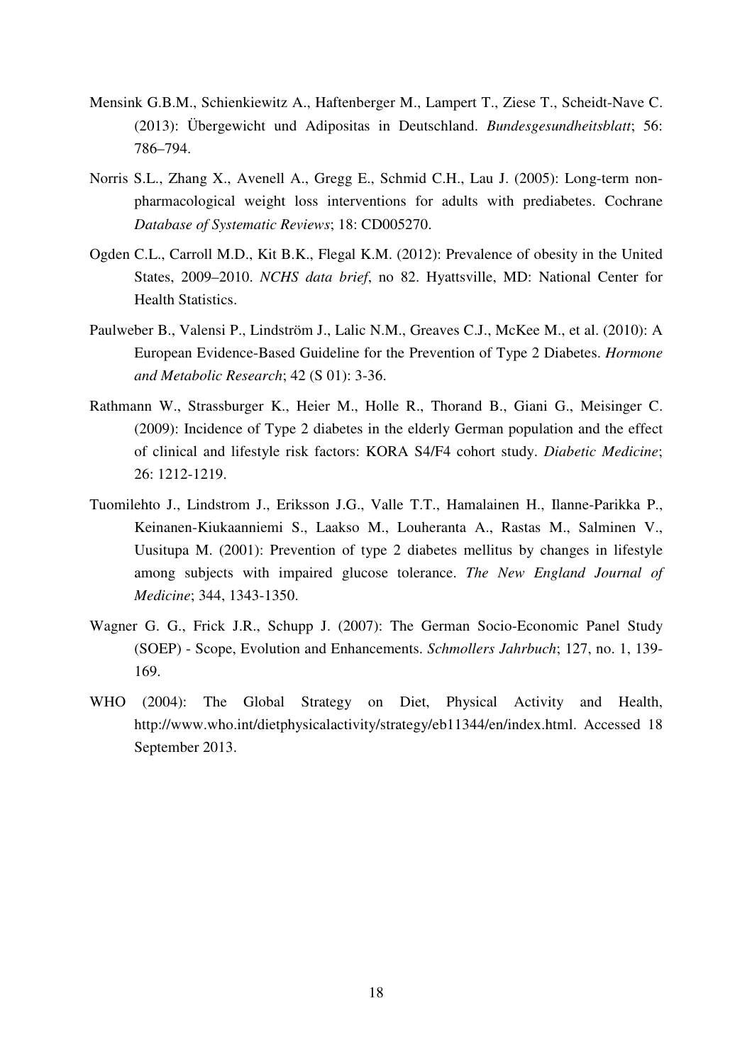Mensink G.B.M., Schienkiewitz A., Haftenberger M., Lampert T., Ziese T., Scheidt-Nave C. (2013): Übergewicht und Adipositas in Deutschland. *Bundesgesundheitsblatt*; 56: 786–794.

Norris S.L., Zhang X., Avenell A., Gregg E., Schmid C.H., Lau J. (2005): Long-term non-pharmacological weight loss interventions for adults with prediabetes. Cochrane *Database of Systematic Reviews*; 18: CD005270.

Ogden C.L., Carroll M.D., Kit B.K., Flegal K.M. (2012): Prevalence of obesity in the United States, 2009–2010. *NCHS data brief*, no 82. Hyattsville, MD: National Center for Health Statistics.

Paulweber B., Valensi P., Lindström J., Lalic N.M., Greaves C.J., McKee M., et al. (2010): A European Evidence-Based Guideline for the Prevention of Type 2 Diabetes. *Hormone and Metabolic Research*; 42 (S 01): 3-36.

Rathmann W., Strassburger K., Heier M., Holle R., Thorand B., Giani G., Meisinger C. (2009): Incidence of Type 2 diabetes in the elderly German population and the effect of clinical and lifestyle risk factors: KORA S4/F4 cohort study. *Diabetic Medicine*; 26: 1212-1219.

Tuomilehto J., Lindstrom J., Eriksson J.G., Valle T.T., Hamalainen H., Ilanne-Parikka P., Keinanen-Kiukaanniemi S., Laakso M., Louheranta A., Rastas M., Salminen V., Uusitupa M. (2001): Prevention of type 2 diabetes mellitus by changes in lifestyle among subjects with impaired glucose tolerance. *The New England Journal of Medicine*; 344, 1343-1350.

Wagner G. G., Frick J.R., Schupp J. (2007): The German Socio-Economic Panel Study (SOEP) - Scope, Evolution and Enhancements. *Schmollers Jahrbuch*; 127, no. 1, 139-169.

WHO (2004): The Global Strategy on Diet, Physical Activity and Health, http://www.who.int/dietphysicalactivity/strategy/eb11344/en/index.html. Accessed 18 September 2013.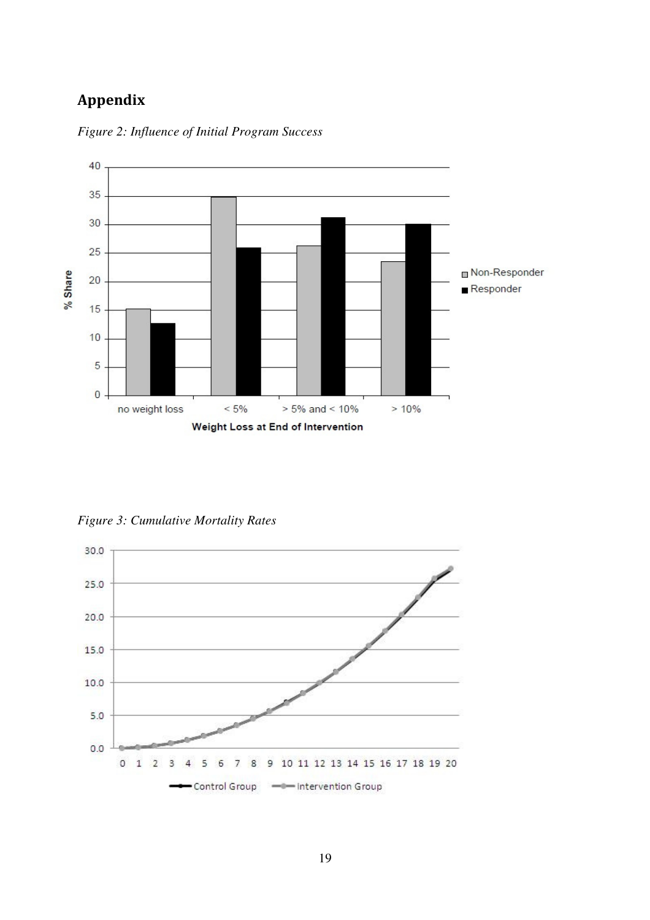## Appendix

*Figure 2: Influence of Initial Program Success*

*Figure 3: Cumulative Mortality Rates*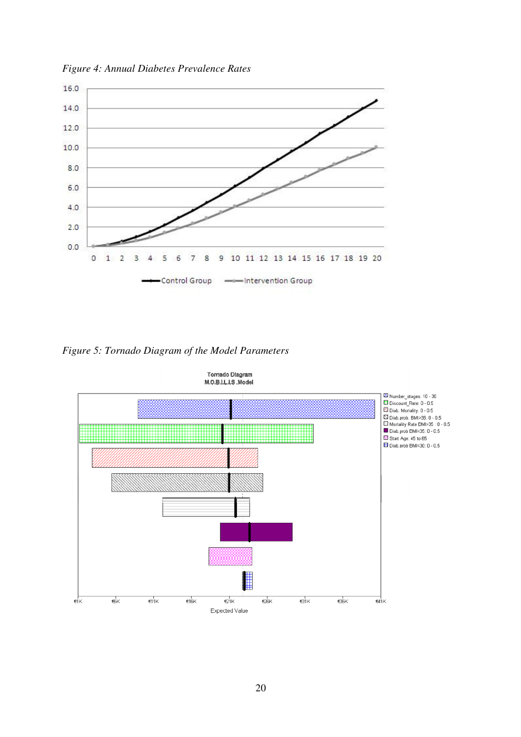*Figure 4: Annual Diabetes Prevalence Rates*

16.0
14.0
12.0
10.0
8.0
6.0
4.0
2.0
0.0

0 1 2 3 4 5 6 7 8 9 10 11 12 13 14 15 16 17 18 19 20

Control Group
Intervention Group

*Figure 5: Tornado Diagram of the Model Parameters*

Tornado Diagram
M.O.B.I.L.I.S .Model

Number_stages: 10 - 30
Discount_Rate: 0 - 0.5
Diab. Mortality: 0 - 0.5
Diab.prob. BMI>35: 0 - 0.5
Mortality Rate BMI>35 : 0 - 0.5
Diab.prob BMI<35: 0 - 0.5
Start Age: 45 to 65
Diab.prob BMI<30: 0 - 0.5

€1K €6K €11K €16K €21K €26K €31K €36K €41K

Expected Value